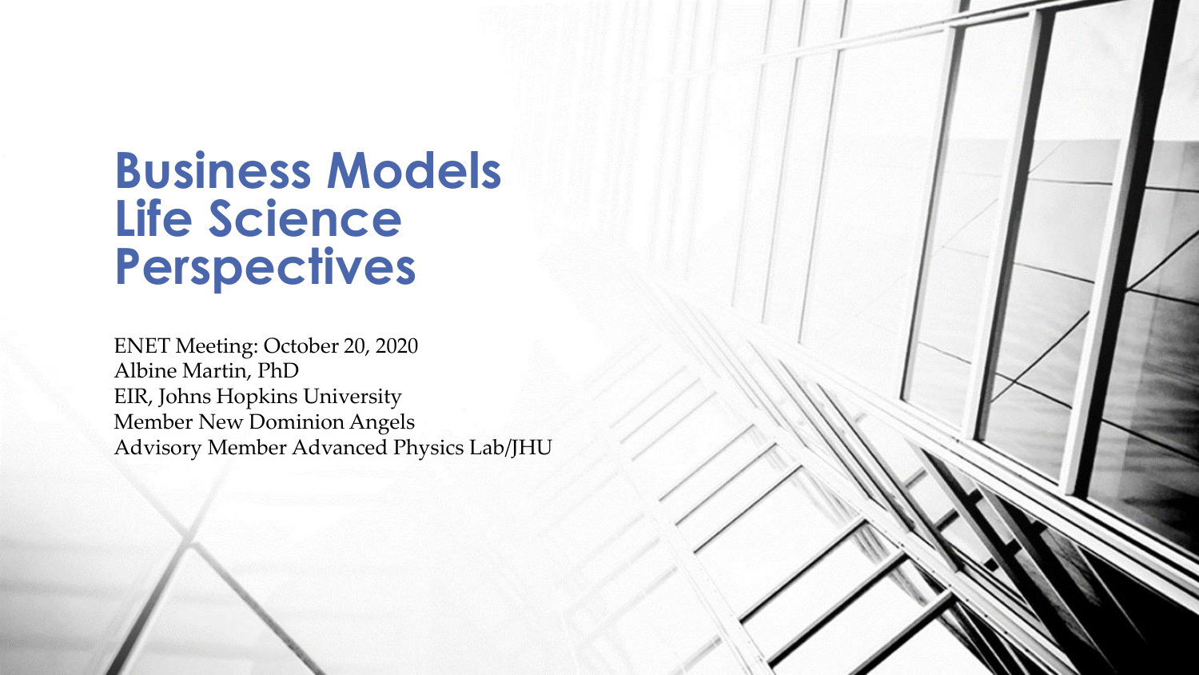# Business Models Life Science Perspectives

ENET Meeting: October 20, 2020
Albine Martin, PhD
EIR, Johns Hopkins University
Member New Dominion Angels
Advisory Member Advanced Physics Lab/JHU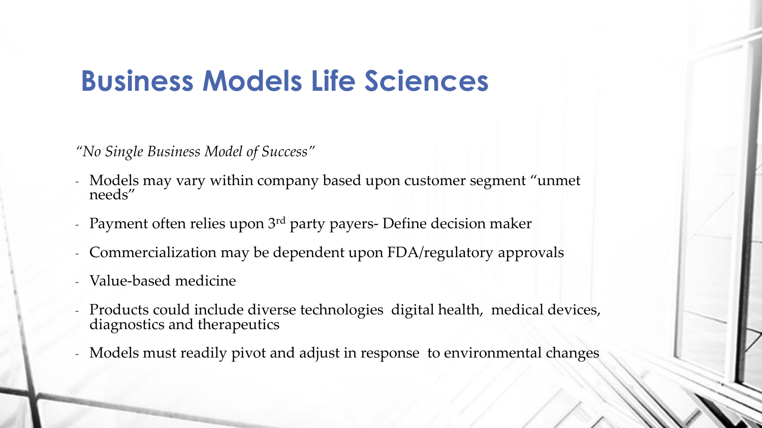# Business Models Life Sciences

*"No Single Business Model of Success"*

- Models may vary within company based upon customer segment "unmet needs"
- Payment often relies upon 3rd party payers- Define decision maker
- Commercialization may be dependent upon FDA/regulatory approvals
- Value-based medicine
- Products could include diverse technologies digital health, medical devices, diagnostics and therapeutics
- Models must readily pivot and adjust in response to environmental changes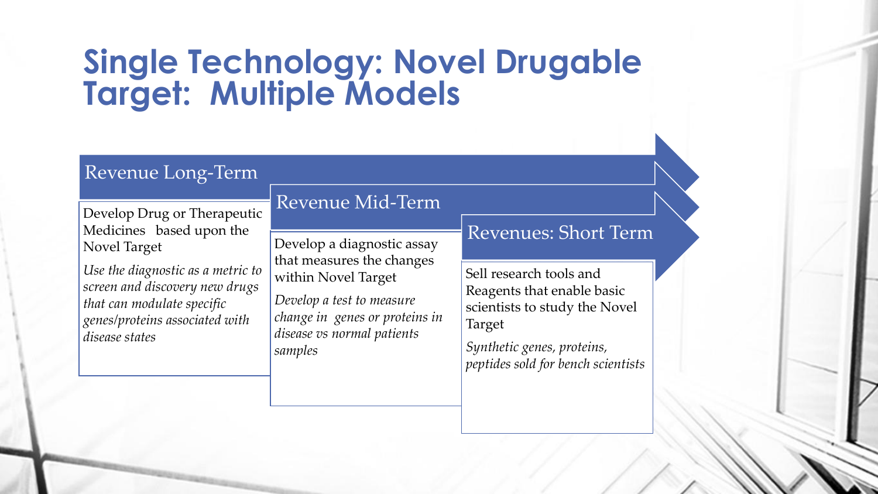# Single Technology: Novel Drugable Target: Multiple Models

## Revenue Long-Term

Develop Drug or Therapeutic Medicines based upon the Novel Target

*Use the diagnostic as a metric to screen and discovery new drugs that can modulate specific genes/proteins associated with disease states*

## Revenue Mid-Term

Develop a diagnostic assay that measures the changes within Novel Target

*Develop a test to measure change in genes or proteins in disease vs normal patients samples*

## Revenues: Short Term

Sell research tools and Reagents that enable basic scientists to study the Novel Target

*Synthetic genes, proteins, peptides sold for bench scientists*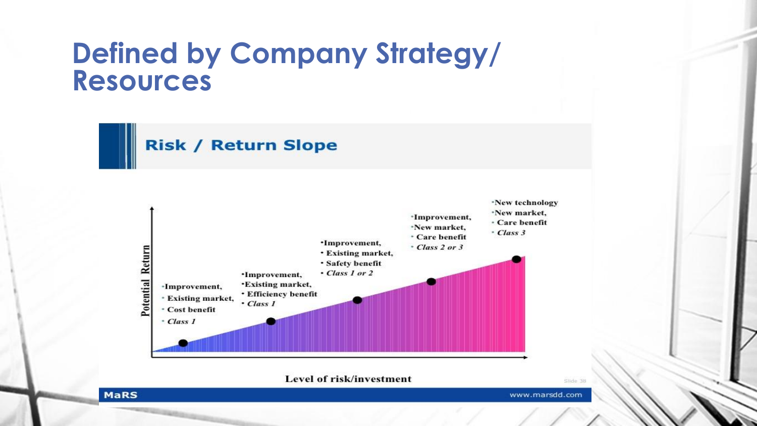# Defined by Company Strategy/ Resources

## Risk / Return Slope

- Improvement,
- Existing market,
- Cost benefit
- *Class 1*

---

- Improvement,
- Existing market,
- Efficiency benefit
- *Class 1*

---

- Improvement,
- Existing market,
- Safety benefit
- *Class 1 or 2*

---

- Improvement,
- New market,
- Care benefit
- *Class 2 or 3*

---

- New technology
- New market,
- Care benefit
- *Class 3*

Potential Return

Level of risk/investment

MaRS

www.marsdd.com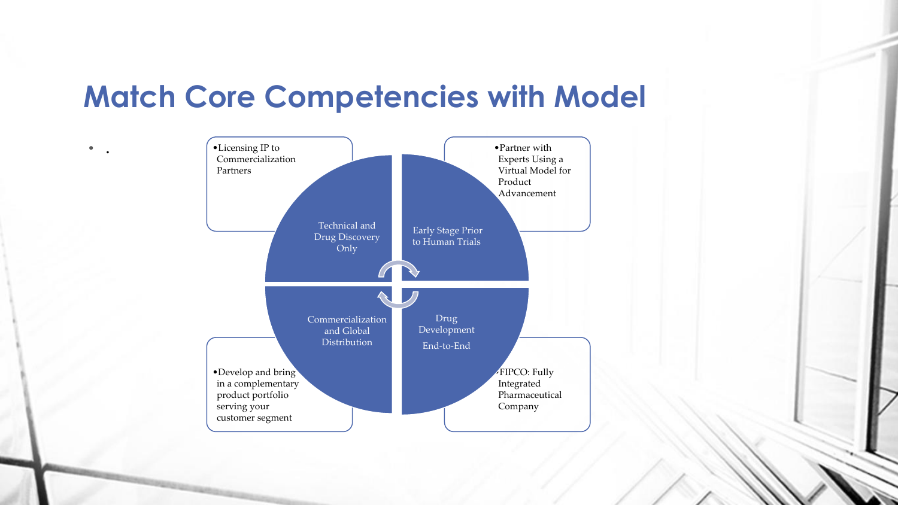# Match Core Competencies with Model

- .

Technical and Drug Discovery Only

- Licensing IP to Commercialization Partners

Early Stage Prior to Human Trials

- Partner with Experts Using a Virtual Model for Product Advancement

Commercialization and Global Distribution

- Develop and bring in a complementary product portfolio serving your customer segment

Drug Development End-to-End

- FIPCO: Fully Integrated Pharmaceutical Company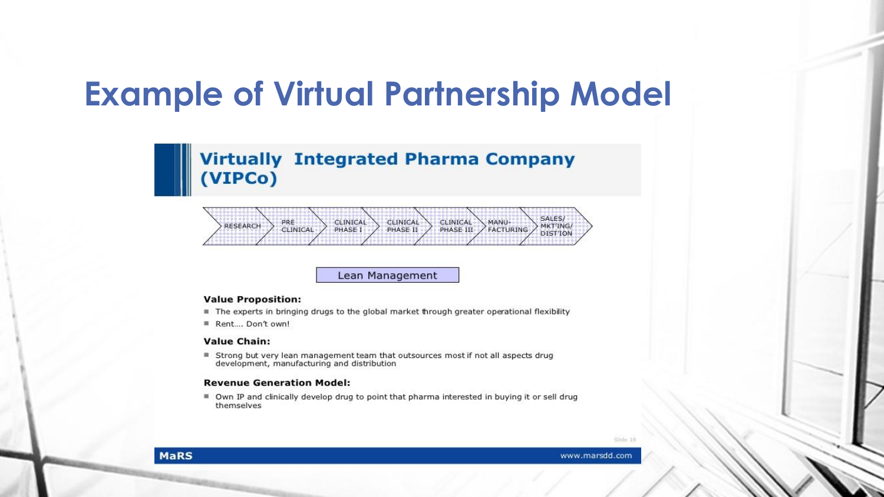# Example of Virtual Partnership Model

## Virtually Integrated Pharma Company (VIPCo)

RESEARCH → PRE CLINICAL → CLINICAL PHASE I → CLINICAL PHASE II → CLINICAL PHASE III → MANU-FACTURING → SALES/ MKT'ING/ DIST'ION

Lean Management

**Value Proposition:**

- The experts in bringing drugs to the global market through greater operational flexibility
- Rent.... Don't own!

**Value Chain:**

- Strong but very lean management team that outsources most if not all aspects drug development, manufacturing and distribution

**Revenue Generation Model:**

- Own IP and clinically develop drug to point that pharma interested in buying it or sell drug themselves

MaRS

www.marsdd.com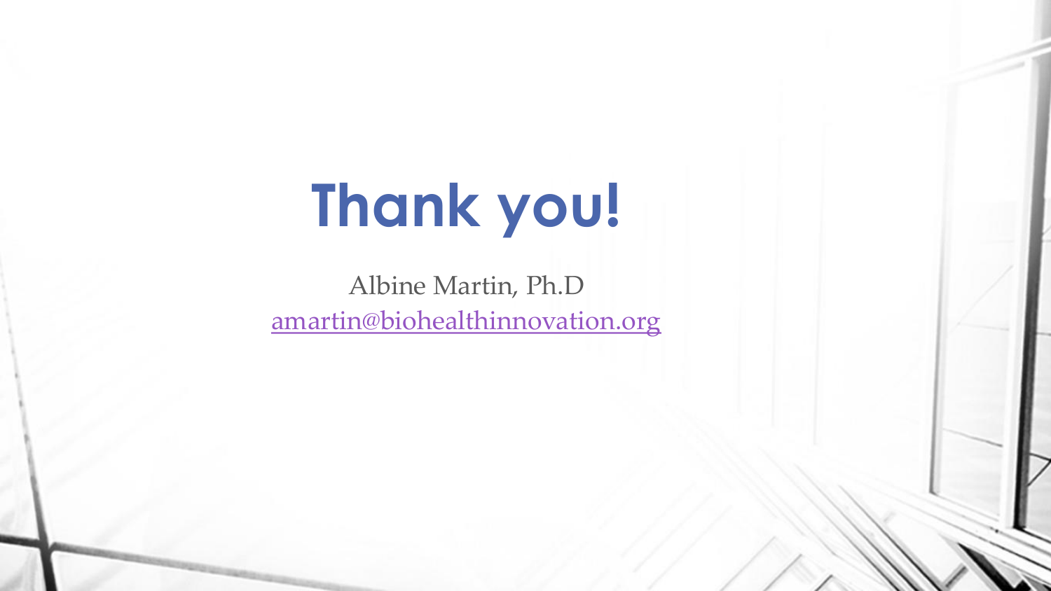# Thank you!

Albine Martin, Ph.D

amartin@biohealthinnovation.org